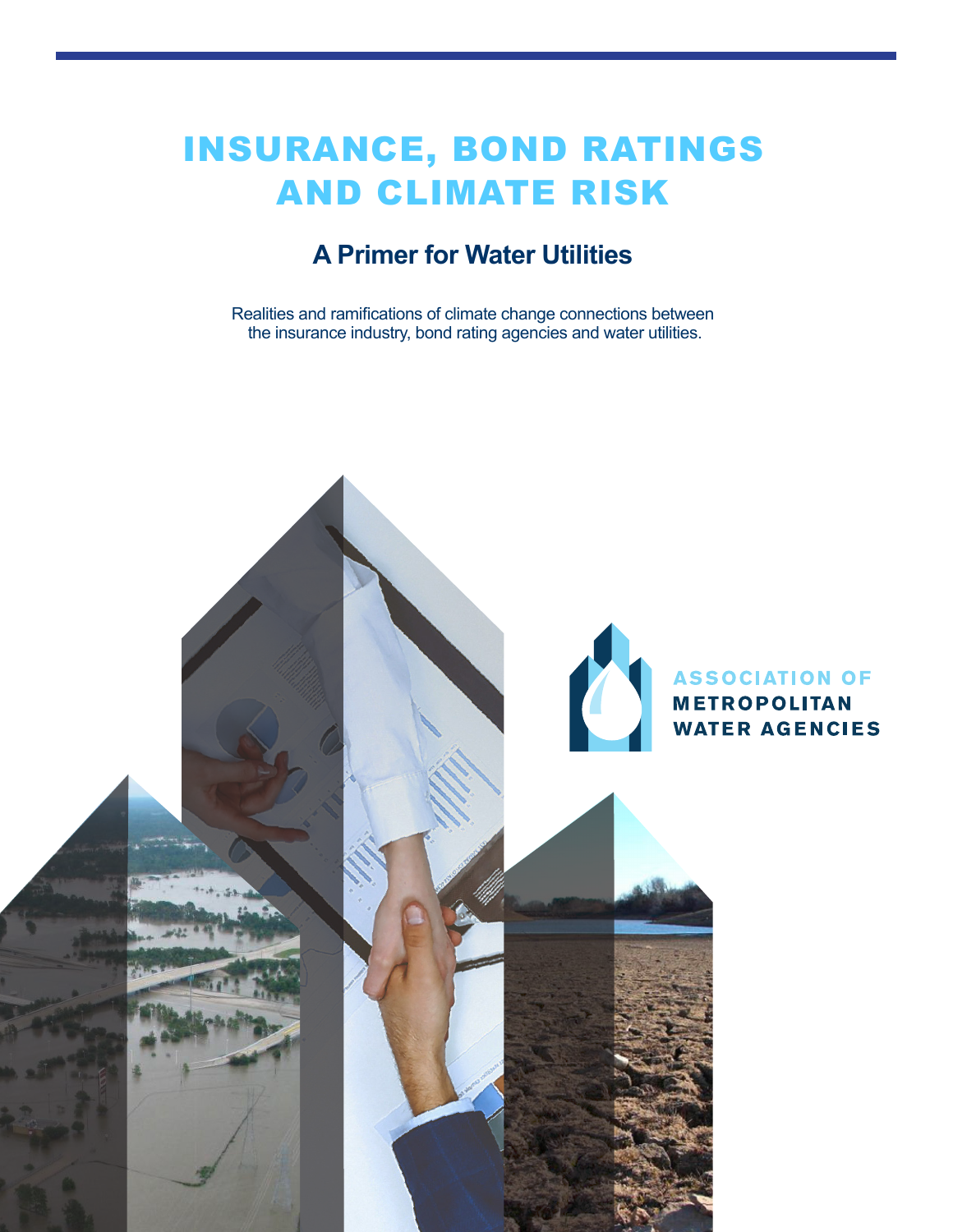# INSURANCE, BOND RATINGS AND CLIMATE RISK

## A Primer for Water Utilities

Realities and ramifications of climate change connections between the insurance industry, bond rating agencies and water utilities.

ASSOCIATION OF METROPOLITAN WATER AGENCIES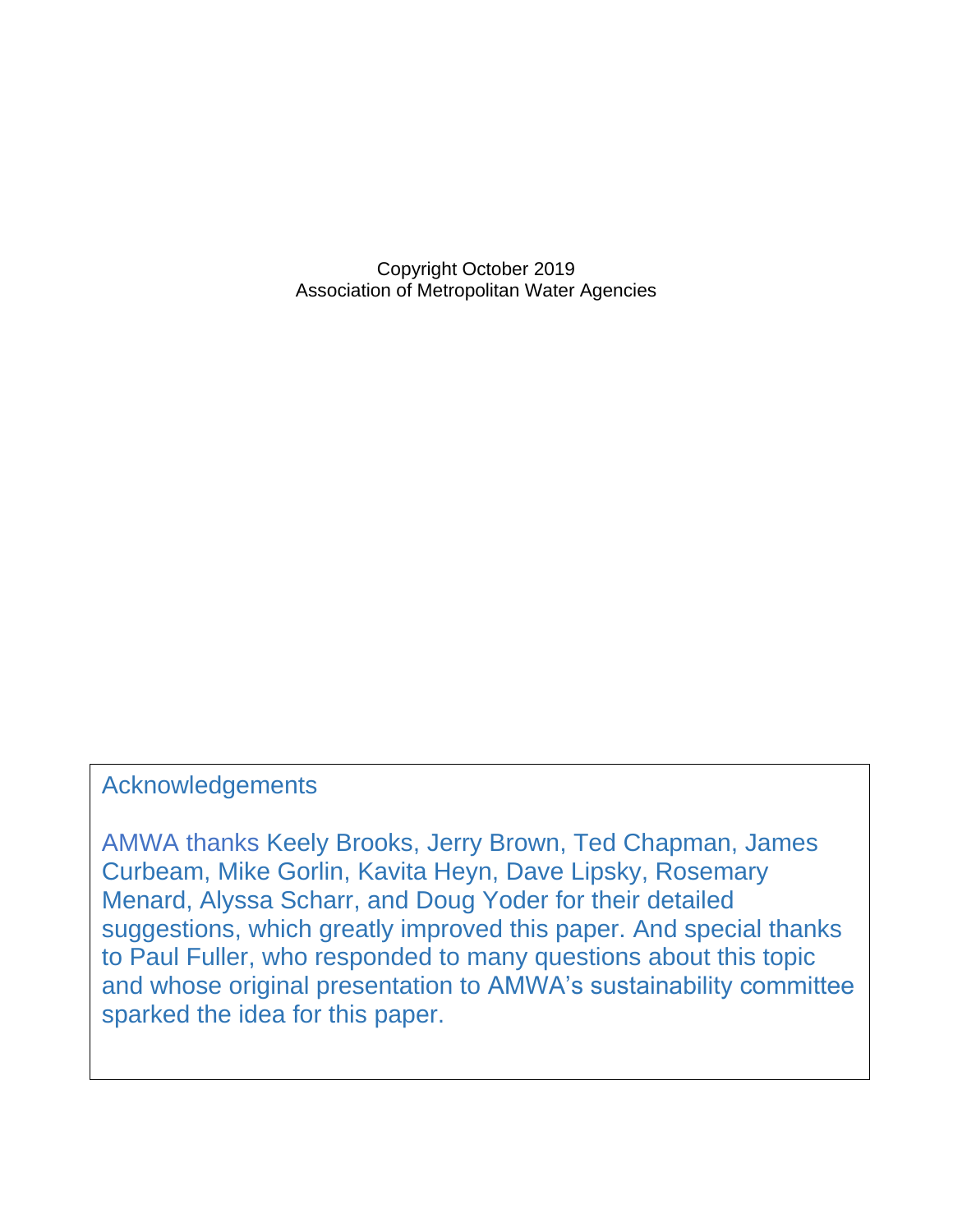Copyright October 2019
Association of Metropolitan Water Agencies

## Acknowledgements

AMWA thanks Keely Brooks, Jerry Brown, Ted Chapman, James Curbeam, Mike Gorlin, Kavita Heyn, Dave Lipsky, Rosemary Menard, Alyssa Scharr, and Doug Yoder for their detailed suggestions, which greatly improved this paper. And special thanks to Paul Fuller, who responded to many questions about this topic and whose original presentation to AMWA's sustainability committee sparked the idea for this paper.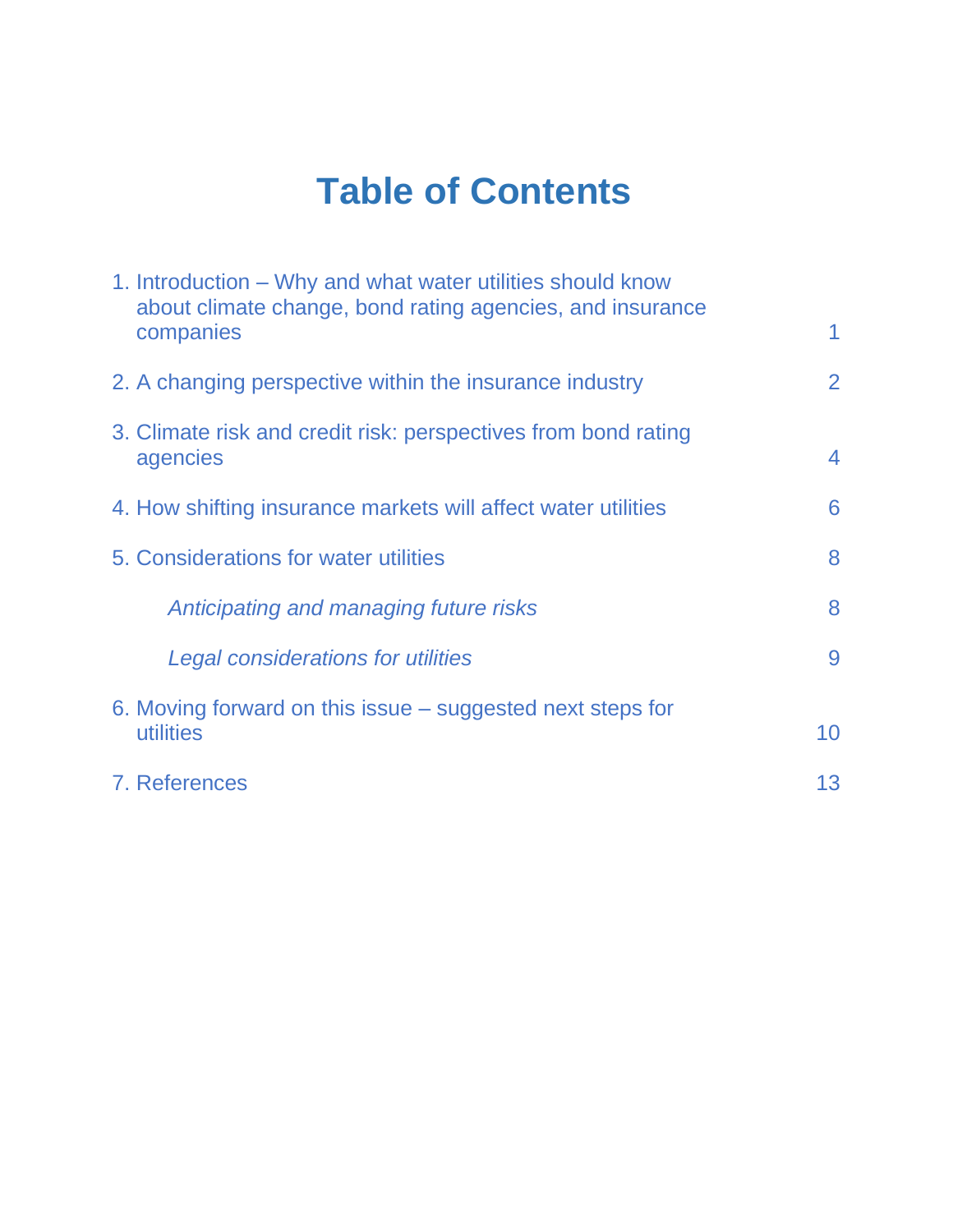# Table of Contents

| | |
|---|---|
| 1. Introduction – Why and what water utilities should know about climate change, bond rating agencies, and insurance companies | 1 |
| 2. A changing perspective within the insurance industry | 2 |
| 3. Climate risk and credit risk: perspectives from bond rating agencies | 4 |
| 4. How shifting insurance markets will affect water utilities | 6 |
| 5. Considerations for water utilities | 8 |
| *Anticipating and managing future risks* | 8 |
| *Legal considerations for utilities* | 9 |
| 6. Moving forward on this issue – suggested next steps for utilities | 10 |
| 7. References | 13 |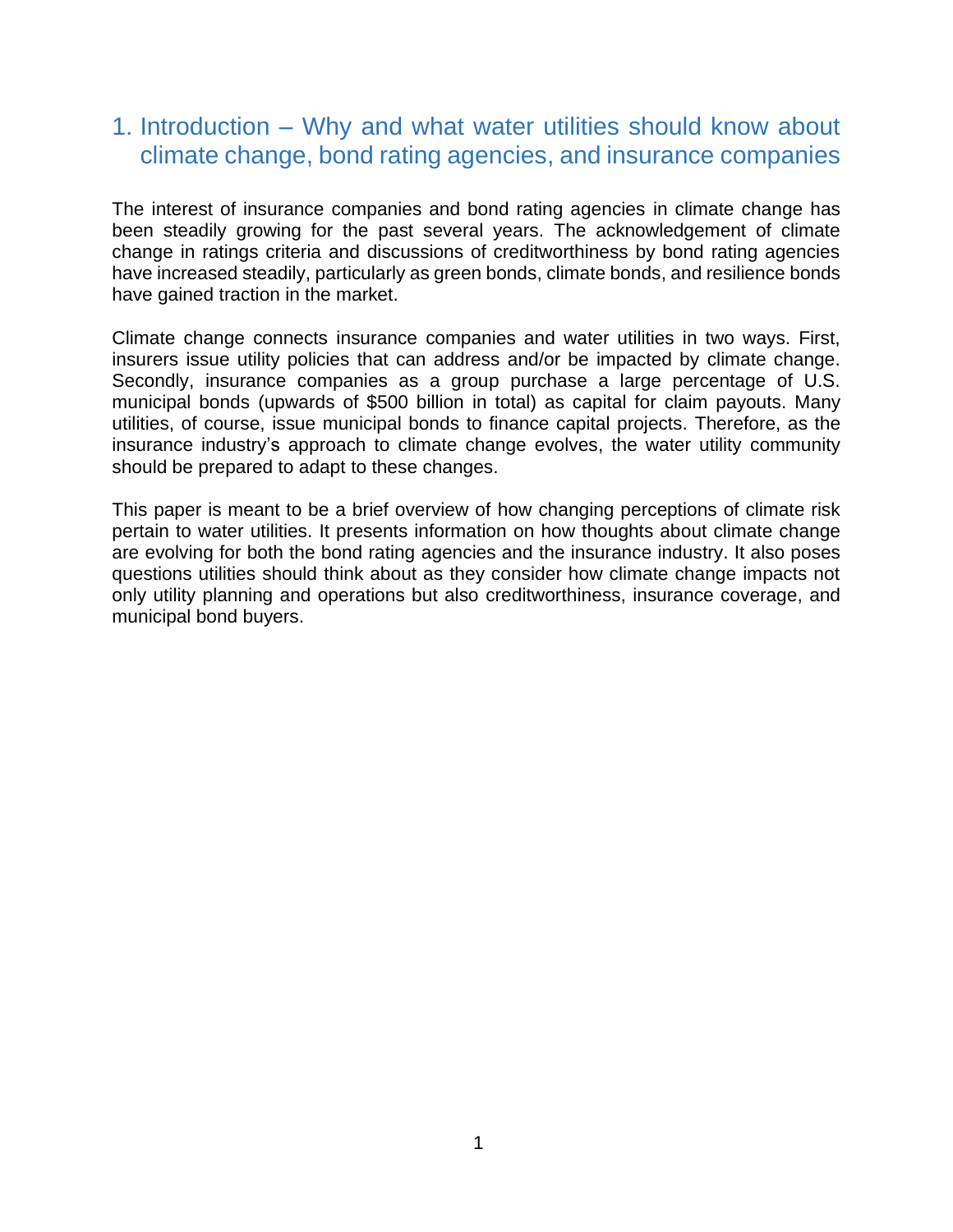# 1. Introduction – Why and what water utilities should know about climate change, bond rating agencies, and insurance companies

The interest of insurance companies and bond rating agencies in climate change has been steadily growing for the past several years. The acknowledgement of climate change in ratings criteria and discussions of creditworthiness by bond rating agencies have increased steadily, particularly as green bonds, climate bonds, and resilience bonds have gained traction in the market.

Climate change connects insurance companies and water utilities in two ways. First, insurers issue utility policies that can address and/or be impacted by climate change. Secondly, insurance companies as a group purchase a large percentage of U.S. municipal bonds (upwards of $500 billion in total) as capital for claim payouts. Many utilities, of course, issue municipal bonds to finance capital projects. Therefore, as the insurance industry's approach to climate change evolves, the water utility community should be prepared to adapt to these changes.

This paper is meant to be a brief overview of how changing perceptions of climate risk pertain to water utilities. It presents information on how thoughts about climate change are evolving for both the bond rating agencies and the insurance industry. It also poses questions utilities should think about as they consider how climate change impacts not only utility planning and operations but also creditworthiness, insurance coverage, and municipal bond buyers.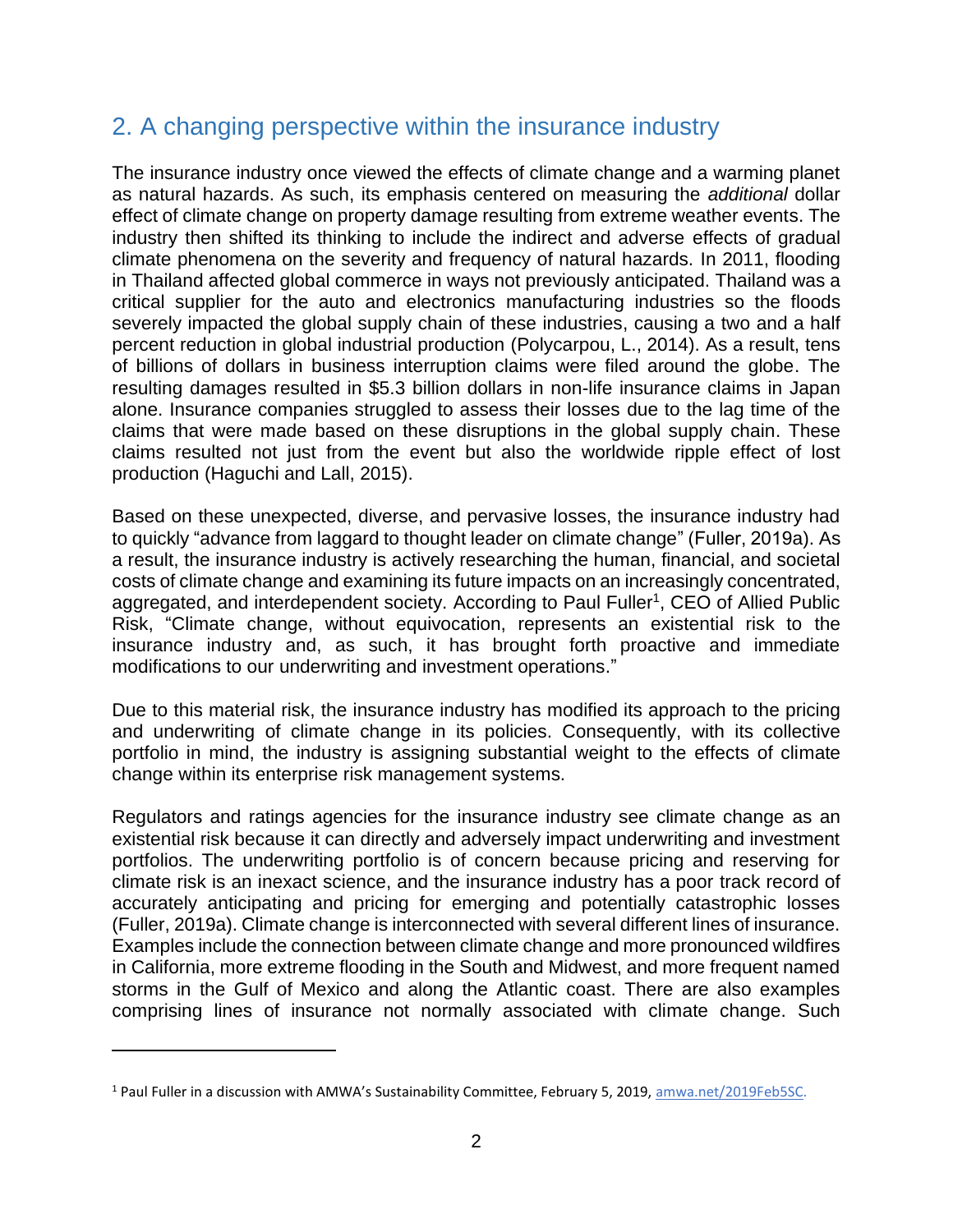## 2. A changing perspective within the insurance industry

The insurance industry once viewed the effects of climate change and a warming planet as natural hazards. As such, its emphasis centered on measuring the *additional* dollar effect of climate change on property damage resulting from extreme weather events. The industry then shifted its thinking to include the indirect and adverse effects of gradual climate phenomena on the severity and frequency of natural hazards. In 2011, flooding in Thailand affected global commerce in ways not previously anticipated. Thailand was a critical supplier for the auto and electronics manufacturing industries so the floods severely impacted the global supply chain of these industries, causing a two and a half percent reduction in global industrial production (Polycarpou, L., 2014). As a result, tens of billions of dollars in business interruption claims were filed around the globe. The resulting damages resulted in $5.3 billion dollars in non-life insurance claims in Japan alone. Insurance companies struggled to assess their losses due to the lag time of the claims that were made based on these disruptions in the global supply chain. These claims resulted not just from the event but also the worldwide ripple effect of lost production (Haguchi and Lall, 2015).

Based on these unexpected, diverse, and pervasive losses, the insurance industry had to quickly "advance from laggard to thought leader on climate change" (Fuller, 2019a). As a result, the insurance industry is actively researching the human, financial, and societal costs of climate change and examining its future impacts on an increasingly concentrated, aggregated, and interdependent society. According to Paul Fuller[1], CEO of Allied Public Risk, "Climate change, without equivocation, represents an existential risk to the insurance industry and, as such, it has brought forth proactive and immediate modifications to our underwriting and investment operations."

Due to this material risk, the insurance industry has modified its approach to the pricing and underwriting of climate change in its policies. Consequently, with its collective portfolio in mind, the industry is assigning substantial weight to the effects of climate change within its enterprise risk management systems.

Regulators and ratings agencies for the insurance industry see climate change as an existential risk because it can directly and adversely impact underwriting and investment portfolios. The underwriting portfolio is of concern because pricing and reserving for climate risk is an inexact science, and the insurance industry has a poor track record of accurately anticipating and pricing for emerging and potentially catastrophic losses (Fuller, 2019a). Climate change is interconnected with several different lines of insurance. Examples include the connection between climate change and more pronounced wildfires in California, more extreme flooding in the South and Midwest, and more frequent named storms in the Gulf of Mexico and along the Atlantic coast. There are also examples comprising lines of insurance not normally associated with climate change. Such

---

[1] Paul Fuller in a discussion with AMWA's Sustainability Committee, February 5, 2019, amwa.net/2019Feb5SC.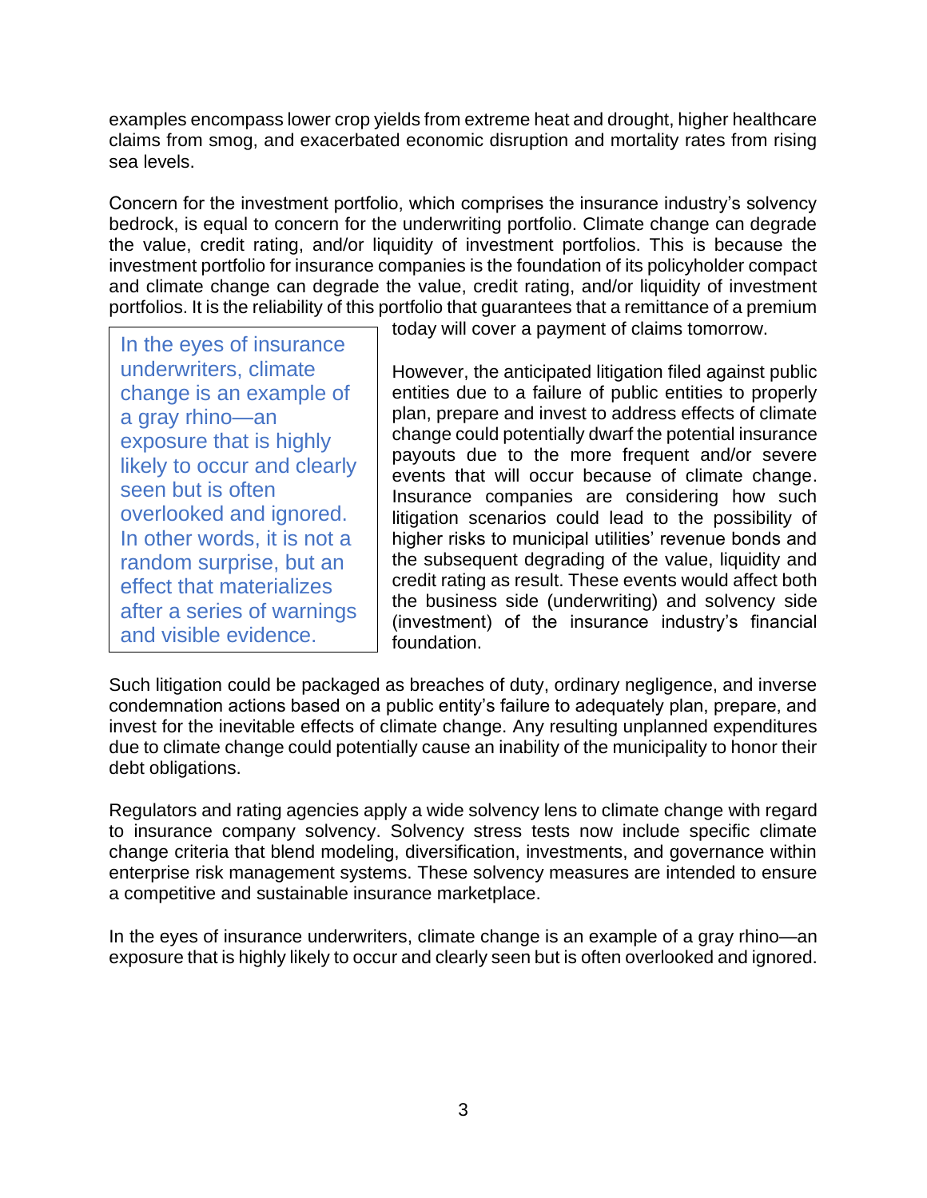examples encompass lower crop yields from extreme heat and drought, higher healthcare claims from smog, and exacerbated economic disruption and mortality rates from rising sea levels.

Concern for the investment portfolio, which comprises the insurance industry's solvency bedrock, is equal to concern for the underwriting portfolio. Climate change can degrade the value, credit rating, and/or liquidity of investment portfolios. This is because the investment portfolio for insurance companies is the foundation of its policyholder compact and climate change can degrade the value, credit rating, and/or liquidity of investment portfolios. It is the reliability of this portfolio that guarantees that a remittance of a premium today will cover a payment of claims tomorrow.

> In the eyes of insurance underwriters, climate change is an example of a gray rhino—an exposure that is highly likely to occur and clearly seen but is often overlooked and ignored. In other words, it is not a random surprise, but an effect that materializes after a series of warnings and visible evidence.

However, the anticipated litigation filed against public entities due to a failure of public entities to properly plan, prepare and invest to address effects of climate change could potentially dwarf the potential insurance payouts due to the more frequent and/or severe events that will occur because of climate change. Insurance companies are considering how such litigation scenarios could lead to the possibility of higher risks to municipal utilities' revenue bonds and the subsequent degrading of the value, liquidity and credit rating as result. These events would affect both the business side (underwriting) and solvency side (investment) of the insurance industry's financial foundation.

Such litigation could be packaged as breaches of duty, ordinary negligence, and inverse condemnation actions based on a public entity's failure to adequately plan, prepare, and invest for the inevitable effects of climate change. Any resulting unplanned expenditures due to climate change could potentially cause an inability of the municipality to honor their debt obligations.

Regulators and rating agencies apply a wide solvency lens to climate change with regard to insurance company solvency. Solvency stress tests now include specific climate change criteria that blend modeling, diversification, investments, and governance within enterprise risk management systems. These solvency measures are intended to ensure a competitive and sustainable insurance marketplace.

In the eyes of insurance underwriters, climate change is an example of a gray rhino—an exposure that is highly likely to occur and clearly seen but is often overlooked and ignored.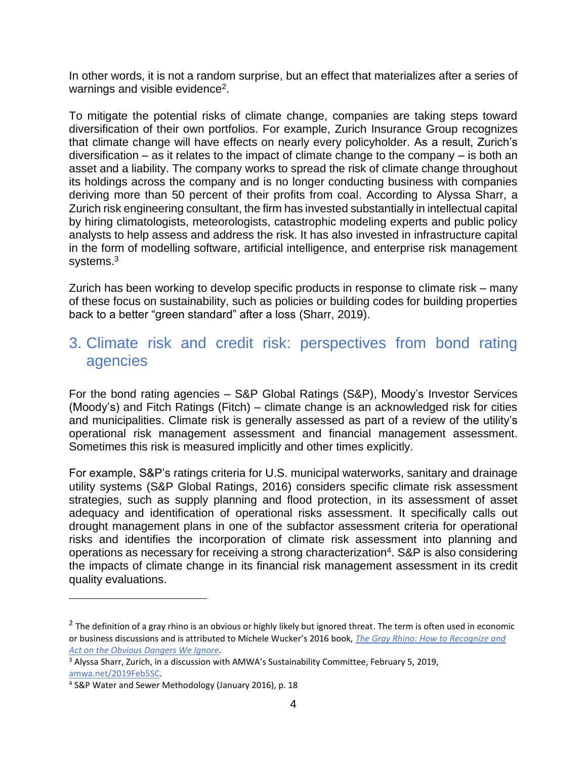In other words, it is not a random surprise, but an effect that materializes after a series of warnings and visible evidence[2].

To mitigate the potential risks of climate change, companies are taking steps toward diversification of their own portfolios. For example, Zurich Insurance Group recognizes that climate change will have effects on nearly every policyholder. As a result, Zurich's diversification – as it relates to the impact of climate change to the company – is both an asset and a liability. The company works to spread the risk of climate change throughout its holdings across the company and is no longer conducting business with companies deriving more than 50 percent of their profits from coal. According to Alyssa Sharr, a Zurich risk engineering consultant, the firm has invested substantially in intellectual capital by hiring climatologists, meteorologists, catastrophic modeling experts and public policy analysts to help assess and address the risk. It has also invested in infrastructure capital in the form of modelling software, artificial intelligence, and enterprise risk management systems.[3]

Zurich has been working to develop specific products in response to climate risk – many of these focus on sustainability, such as policies or building codes for building properties back to a better "green standard" after a loss (Sharr, 2019).

## 3. Climate risk and credit risk: perspectives from bond rating agencies

For the bond rating agencies – S&P Global Ratings (S&P), Moody's Investor Services (Moody's) and Fitch Ratings (Fitch) – climate change is an acknowledged risk for cities and municipalities. Climate risk is generally assessed as part of a review of the utility's operational risk management assessment and financial management assessment. Sometimes this risk is measured implicitly and other times explicitly.

For example, S&P's ratings criteria for U.S. municipal waterworks, sanitary and drainage utility systems (S&P Global Ratings, 2016) considers specific climate risk assessment strategies, such as supply planning and flood protection, in its assessment of asset adequacy and identification of operational risks assessment. It specifically calls out drought management plans in one of the subfactor assessment criteria for operational risks and identifies the incorporation of climate risk assessment into planning and operations as necessary for receiving a strong characterization[4]. S&P is also considering the impacts of climate change in its financial risk management assessment in its credit quality evaluations.

---

[2] The definition of a gray rhino is an obvious or highly likely but ignored threat. The term is often used in economic or business discussions and is attributed to Michele Wucker's 2016 book, *The Gray Rhino: How to Recognize and Act on the Obvious Dangers We Ignore*.

[3] Alyssa Sharr, Zurich, in a discussion with AMWA's Sustainability Committee, February 5, 2019, amwa.net/2019Feb5SC.

[4] S&P Water and Sewer Methodology (January 2016), p. 18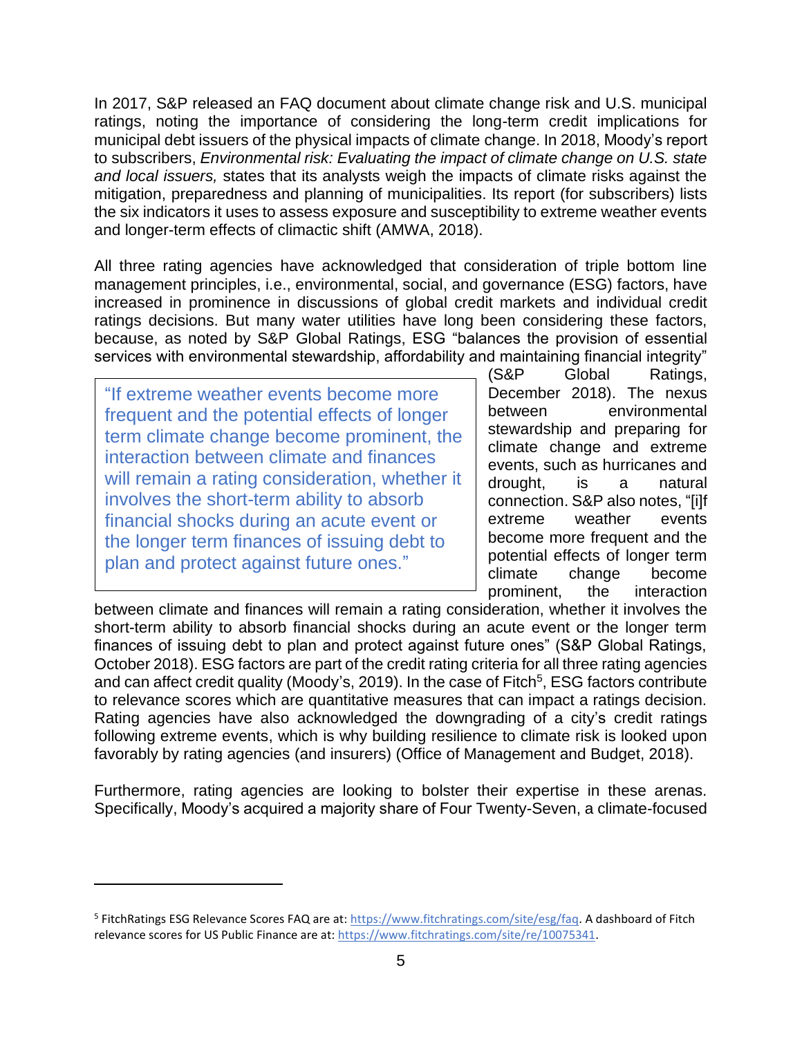In 2017, S&P released an FAQ document about climate change risk and U.S. municipal ratings, noting the importance of considering the long-term credit implications for municipal debt issuers of the physical impacts of climate change. In 2018, Moody's report to subscribers, *Environmental risk: Evaluating the impact of climate change on U.S. state and local issuers,* states that its analysts weigh the impacts of climate risks against the mitigation, preparedness and planning of municipalities. Its report (for subscribers) lists the six indicators it uses to assess exposure and susceptibility to extreme weather events and longer-term effects of climactic shift (AMWA, 2018).

All three rating agencies have acknowledged that consideration of triple bottom line management principles, i.e., environmental, social, and governance (ESG) factors, have increased in prominence in discussions of global credit markets and individual credit ratings decisions. But many water utilities have long been considering these factors, because, as noted by S&P Global Ratings, ESG "balances the provision of essential services with environmental stewardship, affordability and maintaining financial integrity" (S&P Global Ratings, December 2018). The nexus between environmental stewardship and preparing for climate change and extreme events, such as hurricanes and drought, is a natural connection. S&P also notes, "[i]f extreme weather events become more frequent and the potential effects of longer term climate change become prominent, the interaction between climate and finances will remain a rating consideration, whether it involves the short-term ability to absorb financial shocks during an acute event or the longer term finances of issuing debt to plan and protect against future ones" (S&P Global Ratings, October 2018). ESG factors are part of the credit rating criteria for all three rating agencies and can affect credit quality (Moody's, 2019). In the case of Fitch[5], ESG factors contribute to relevance scores which are quantitative measures that can impact a ratings decision. Rating agencies have also acknowledged the downgrading of a city's credit ratings following extreme events, which is why building resilience to climate risk is looked upon favorably by rating agencies (and insurers) (Office of Management and Budget, 2018).

> "If extreme weather events become more frequent and the potential effects of longer term climate change become prominent, the interaction between climate and finances will remain a rating consideration, whether it involves the short-term ability to absorb financial shocks during an acute event or the longer term finances of issuing debt to plan and protect against future ones."

Furthermore, rating agencies are looking to bolster their expertise in these arenas. Specifically, Moody's acquired a majority share of Four Twenty-Seven, a climate-focused

---

[5] FitchRatings ESG Relevance Scores FAQ are at: https://www.fitchratings.com/site/esg/faq. A dashboard of Fitch relevance scores for US Public Finance are at: https://www.fitchratings.com/site/re/10075341.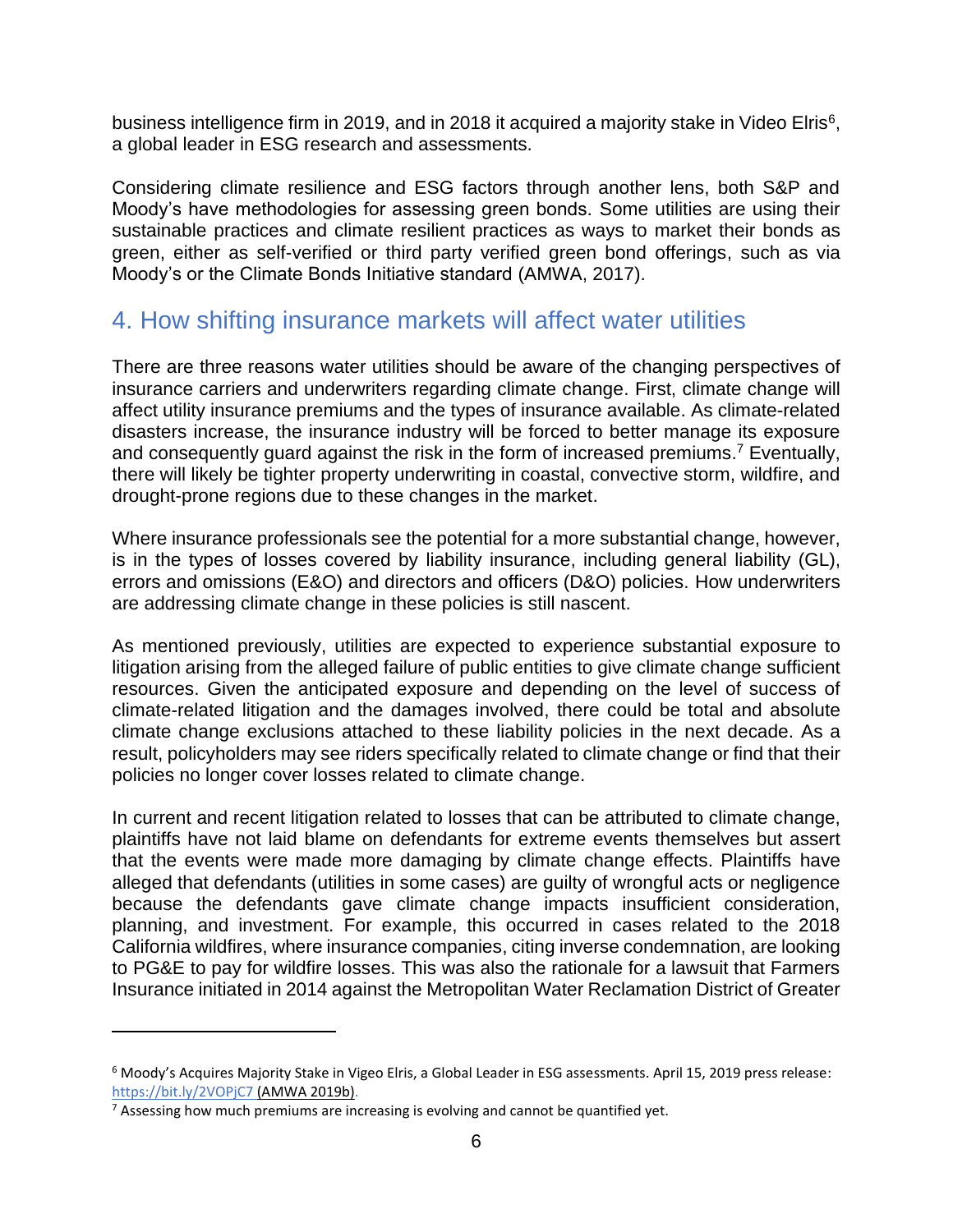business intelligence firm in 2019, and in 2018 it acquired a majority stake in Video Elris[6], a global leader in ESG research and assessments.

Considering climate resilience and ESG factors through another lens, both S&P and Moody's have methodologies for assessing green bonds. Some utilities are using their sustainable practices and climate resilient practices as ways to market their bonds as green, either as self-verified or third party verified green bond offerings, such as via Moody's or the Climate Bonds Initiative standard (AMWA, 2017).

## 4. How shifting insurance markets will affect water utilities

There are three reasons water utilities should be aware of the changing perspectives of insurance carriers and underwriters regarding climate change. First, climate change will affect utility insurance premiums and the types of insurance available. As climate-related disasters increase, the insurance industry will be forced to better manage its exposure and consequently guard against the risk in the form of increased premiums.[7] Eventually, there will likely be tighter property underwriting in coastal, convective storm, wildfire, and drought-prone regions due to these changes in the market.

Where insurance professionals see the potential for a more substantial change, however, is in the types of losses covered by liability insurance, including general liability (GL), errors and omissions (E&O) and directors and officers (D&O) policies. How underwriters are addressing climate change in these policies is still nascent.

As mentioned previously, utilities are expected to experience substantial exposure to litigation arising from the alleged failure of public entities to give climate change sufficient resources. Given the anticipated exposure and depending on the level of success of climate-related litigation and the damages involved, there could be total and absolute climate change exclusions attached to these liability policies in the next decade. As a result, policyholders may see riders specifically related to climate change or find that their policies no longer cover losses related to climate change.

In current and recent litigation related to losses that can be attributed to climate change, plaintiffs have not laid blame on defendants for extreme events themselves but assert that the events were made more damaging by climate change effects. Plaintiffs have alleged that defendants (utilities in some cases) are guilty of wrongful acts or negligence because the defendants gave climate change impacts insufficient consideration, planning, and investment. For example, this occurred in cases related to the 2018 California wildfires, where insurance companies, citing inverse condemnation, are looking to PG&E to pay for wildfire losses. This was also the rationale for a lawsuit that Farmers Insurance initiated in 2014 against the Metropolitan Water Reclamation District of Greater

---

[6] Moody's Acquires Majority Stake in Vigeo Elris, a Global Leader in ESG assessments. April 15, 2019 press release: https://bit.ly/2VOPjC7 (AMWA 2019b).

[7] Assessing how much premiums are increasing is evolving and cannot be quantified yet.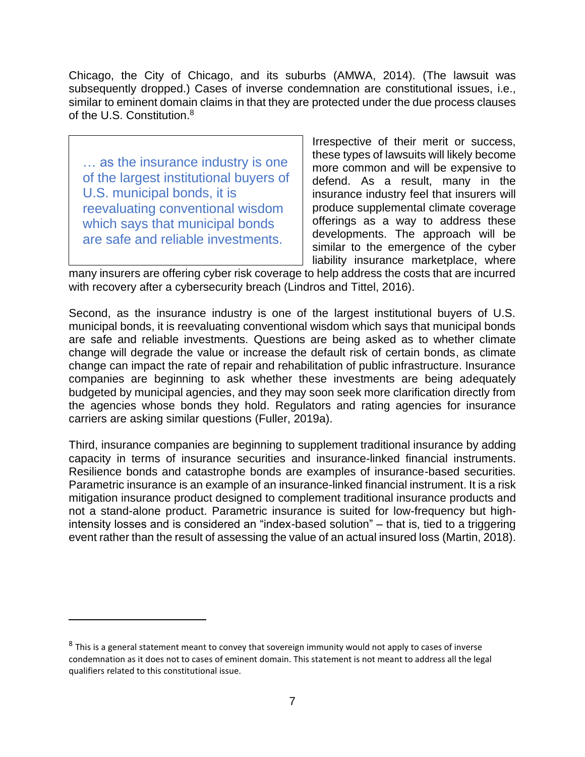Chicago, the City of Chicago, and its suburbs (AMWA, 2014). (The lawsuit was subsequently dropped.) Cases of inverse condemnation are constitutional issues, i.e., similar to eminent domain claims in that they are protected under the due process clauses of the U.S. Constitution.[8]

> … as the insurance industry is one of the largest institutional buyers of U.S. municipal bonds, it is reevaluating conventional wisdom which says that municipal bonds are safe and reliable investments.

Irrespective of their merit or success, these types of lawsuits will likely become more common and will be expensive to defend. As a result, many in the insurance industry feel that insurers will produce supplemental climate coverage offerings as a way to address these developments. The approach will be similar to the emergence of the cyber liability insurance marketplace, where many insurers are offering cyber risk coverage to help address the costs that are incurred with recovery after a cybersecurity breach (Lindros and Tittel, 2016).

Second, as the insurance industry is one of the largest institutional buyers of U.S. municipal bonds, it is reevaluating conventional wisdom which says that municipal bonds are safe and reliable investments. Questions are being asked as to whether climate change will degrade the value or increase the default risk of certain bonds, as climate change can impact the rate of repair and rehabilitation of public infrastructure. Insurance companies are beginning to ask whether these investments are being adequately budgeted by municipal agencies, and they may soon seek more clarification directly from the agencies whose bonds they hold. Regulators and rating agencies for insurance carriers are asking similar questions (Fuller, 2019a).

Third, insurance companies are beginning to supplement traditional insurance by adding capacity in terms of insurance securities and insurance-linked financial instruments. Resilience bonds and catastrophe bonds are examples of insurance-based securities. Parametric insurance is an example of an insurance-linked financial instrument. It is a risk mitigation insurance product designed to complement traditional insurance products and not a stand-alone product. Parametric insurance is suited for low-frequency but high-intensity losses and is considered an "index-based solution" – that is, tied to a triggering event rather than the result of assessing the value of an actual insured loss (Martin, 2018).

---

[8] This is a general statement meant to convey that sovereign immunity would not apply to cases of inverse condemnation as it does not to cases of eminent domain. This statement is not meant to address all the legal qualifiers related to this constitutional issue.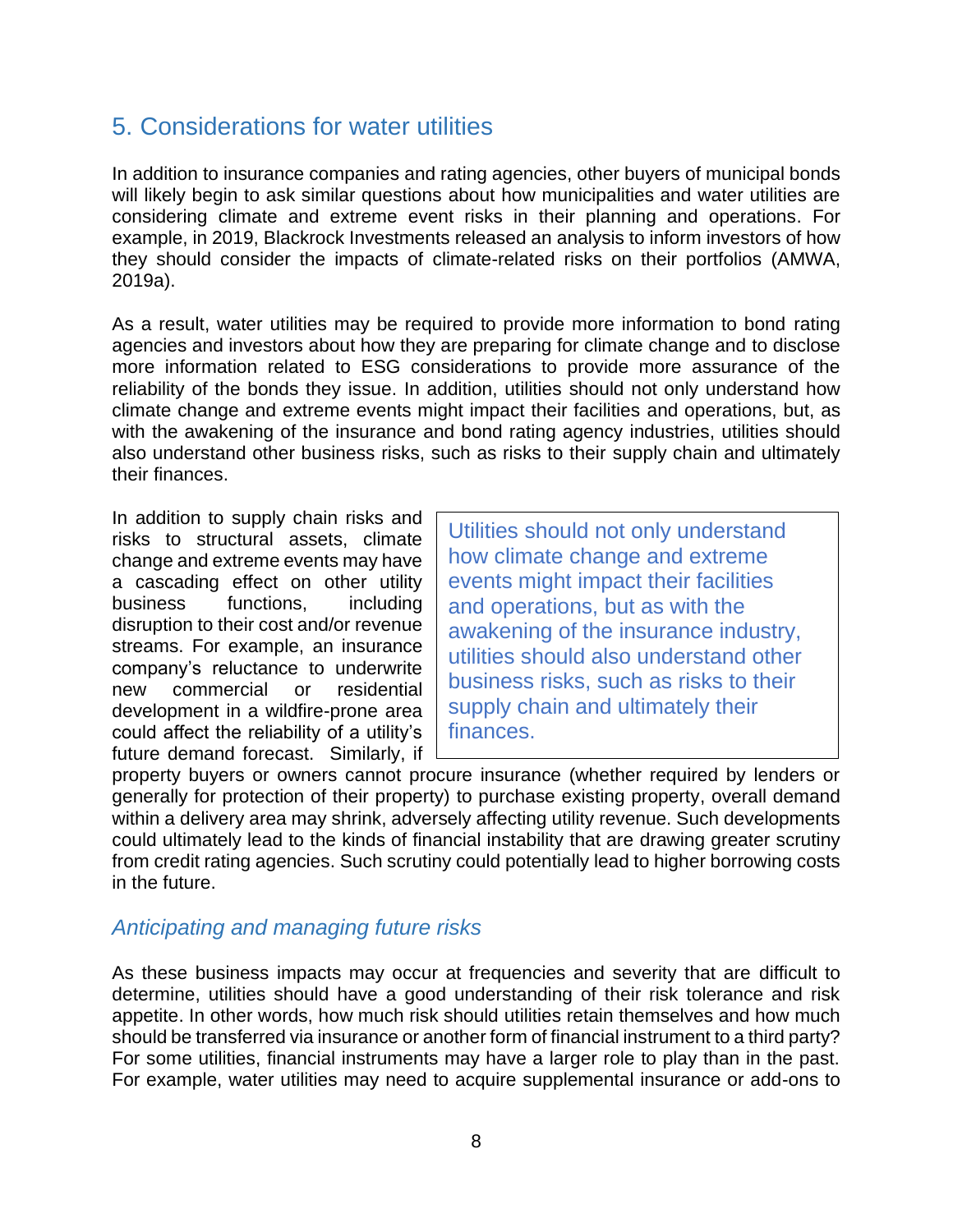## 5. Considerations for water utilities

In addition to insurance companies and rating agencies, other buyers of municipal bonds will likely begin to ask similar questions about how municipalities and water utilities are considering climate and extreme event risks in their planning and operations. For example, in 2019, Blackrock Investments released an analysis to inform investors of how they should consider the impacts of climate-related risks on their portfolios (AMWA, 2019a).

As a result, water utilities may be required to provide more information to bond rating agencies and investors about how they are preparing for climate change and to disclose more information related to ESG considerations to provide more assurance of the reliability of the bonds they issue. In addition, utilities should not only understand how climate change and extreme events might impact their facilities and operations, but, as with the awakening of the insurance and bond rating agency industries, utilities should also understand other business risks, such as risks to their supply chain and ultimately their finances.

> Utilities should not only understand how climate change and extreme events might impact their facilities and operations, but as with the awakening of the insurance industry, utilities should also understand other business risks, such as risks to their supply chain and ultimately their finances.

In addition to supply chain risks and risks to structural assets, climate change and extreme events may have a cascading effect on other utility business functions, including disruption to their cost and/or revenue streams. For example, an insurance company's reluctance to underwrite new commercial or residential development in a wildfire-prone area could affect the reliability of a utility's future demand forecast. Similarly, if property buyers or owners cannot procure insurance (whether required by lenders or generally for protection of their property) to purchase existing property, overall demand within a delivery area may shrink, adversely affecting utility revenue. Such developments could ultimately lead to the kinds of financial instability that are drawing greater scrutiny from credit rating agencies. Such scrutiny could potentially lead to higher borrowing costs in the future.

### *Anticipating and managing future risks*

As these business impacts may occur at frequencies and severity that are difficult to determine, utilities should have a good understanding of their risk tolerance and risk appetite. In other words, how much risk should utilities retain themselves and how much should be transferred via insurance or another form of financial instrument to a third party? For some utilities, financial instruments may have a larger role to play than in the past. For example, water utilities may need to acquire supplemental insurance or add-ons to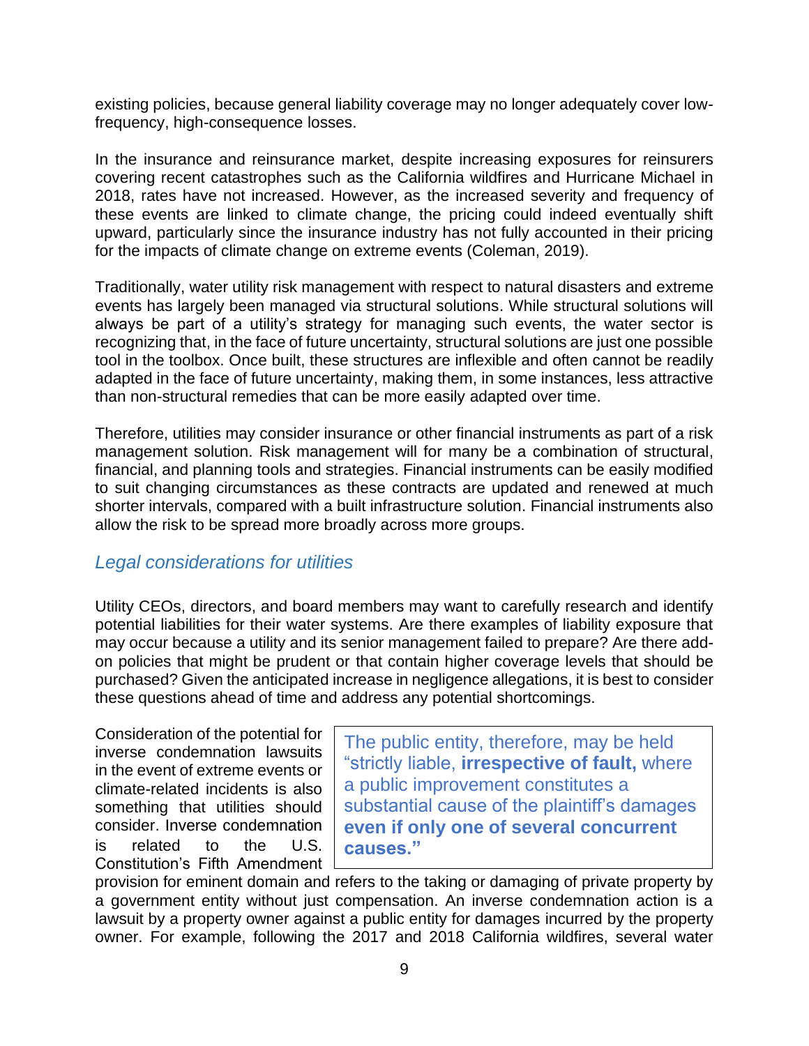existing policies, because general liability coverage may no longer adequately cover low-frequency, high-consequence losses.

In the insurance and reinsurance market, despite increasing exposures for reinsurers covering recent catastrophes such as the California wildfires and Hurricane Michael in 2018, rates have not increased. However, as the increased severity and frequency of these events are linked to climate change, the pricing could indeed eventually shift upward, particularly since the insurance industry has not fully accounted in their pricing for the impacts of climate change on extreme events (Coleman, 2019).

Traditionally, water utility risk management with respect to natural disasters and extreme events has largely been managed via structural solutions. While structural solutions will always be part of a utility's strategy for managing such events, the water sector is recognizing that, in the face of future uncertainty, structural solutions are just one possible tool in the toolbox. Once built, these structures are inflexible and often cannot be readily adapted in the face of future uncertainty, making them, in some instances, less attractive than non-structural remedies that can be more easily adapted over time.

Therefore, utilities may consider insurance or other financial instruments as part of a risk management solution. Risk management will for many be a combination of structural, financial, and planning tools and strategies. Financial instruments can be easily modified to suit changing circumstances as these contracts are updated and renewed at much shorter intervals, compared with a built infrastructure solution. Financial instruments also allow the risk to be spread more broadly across more groups.

## *Legal considerations for utilities*

Utility CEOs, directors, and board members may want to carefully research and identify potential liabilities for their water systems. Are there examples of liability exposure that may occur because a utility and its senior management failed to prepare? Are there add-on policies that might be prudent or that contain higher coverage levels that should be purchased? Given the anticipated increase in negligence allegations, it is best to consider these questions ahead of time and address any potential shortcomings.

> The public entity, therefore, may be held "strictly liable, **irrespective of fault,** where a public improvement constitutes a substantial cause of the plaintiff's damages **even if only one of several concurrent causes.**"

Consideration of the potential for inverse condemnation lawsuits in the event of extreme events or climate-related incidents is also something that utilities should consider. Inverse condemnation is related to the U.S. Constitution's Fifth Amendment provision for eminent domain and refers to the taking or damaging of private property by a government entity without just compensation. An inverse condemnation action is a lawsuit by a property owner against a public entity for damages incurred by the property owner. For example, following the 2017 and 2018 California wildfires, several water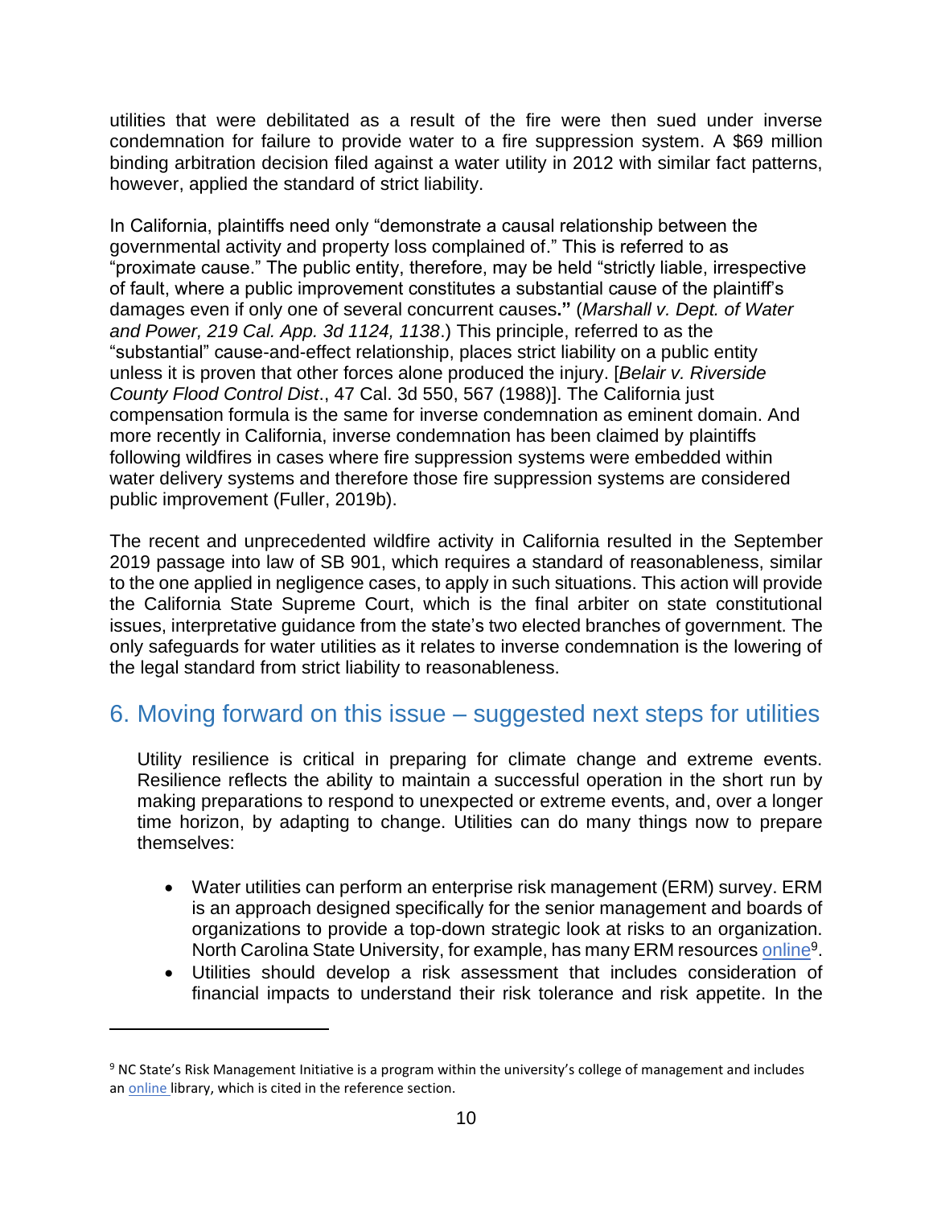utilities that were debilitated as a result of the fire were then sued under inverse condemnation for failure to provide water to a fire suppression system. A $69 million binding arbitration decision filed against a water utility in 2012 with similar fact patterns, however, applied the standard of strict liability.

In California, plaintiffs need only "demonstrate a causal relationship between the governmental activity and property loss complained of." This is referred to as "proximate cause." The public entity, therefore, may be held "strictly liable, irrespective of fault, where a public improvement constitutes a substantial cause of the plaintiff's damages even if only one of several concurrent causes**."** (*Marshall v. Dept. of Water and Power, 219 Cal. App. 3d 1124, 1138*.) This principle, referred to as the "substantial" cause-and-effect relationship, places strict liability on a public entity unless it is proven that other forces alone produced the injury. [*Belair v. Riverside County Flood Control Dist*., 47 Cal. 3d 550, 567 (1988)]. The California just compensation formula is the same for inverse condemnation as eminent domain. And more recently in California, inverse condemnation has been claimed by plaintiffs following wildfires in cases where fire suppression systems were embedded within water delivery systems and therefore those fire suppression systems are considered public improvement (Fuller, 2019b).

The recent and unprecedented wildfire activity in California resulted in the September 2019 passage into law of SB 901, which requires a standard of reasonableness, similar to the one applied in negligence cases, to apply in such situations. This action will provide the California State Supreme Court, which is the final arbiter on state constitutional issues, interpretative guidance from the state's two elected branches of government. The only safeguards for water utilities as it relates to inverse condemnation is the lowering of the legal standard from strict liability to reasonableness.

## 6. Moving forward on this issue – suggested next steps for utilities

Utility resilience is critical in preparing for climate change and extreme events. Resilience reflects the ability to maintain a successful operation in the short run by making preparations to respond to unexpected or extreme events, and, over a longer time horizon, by adapting to change. Utilities can do many things now to prepare themselves:

- Water utilities can perform an enterprise risk management (ERM) survey. ERM is an approach designed specifically for the senior management and boards of organizations to provide a top-down strategic look at risks to an organization. North Carolina State University, for example, has many ERM resources online[9].
- Utilities should develop a risk assessment that includes consideration of financial impacts to understand their risk tolerance and risk appetite. In the

[9] NC State's Risk Management Initiative is a program within the university's college of management and includes an online library, which is cited in the reference section.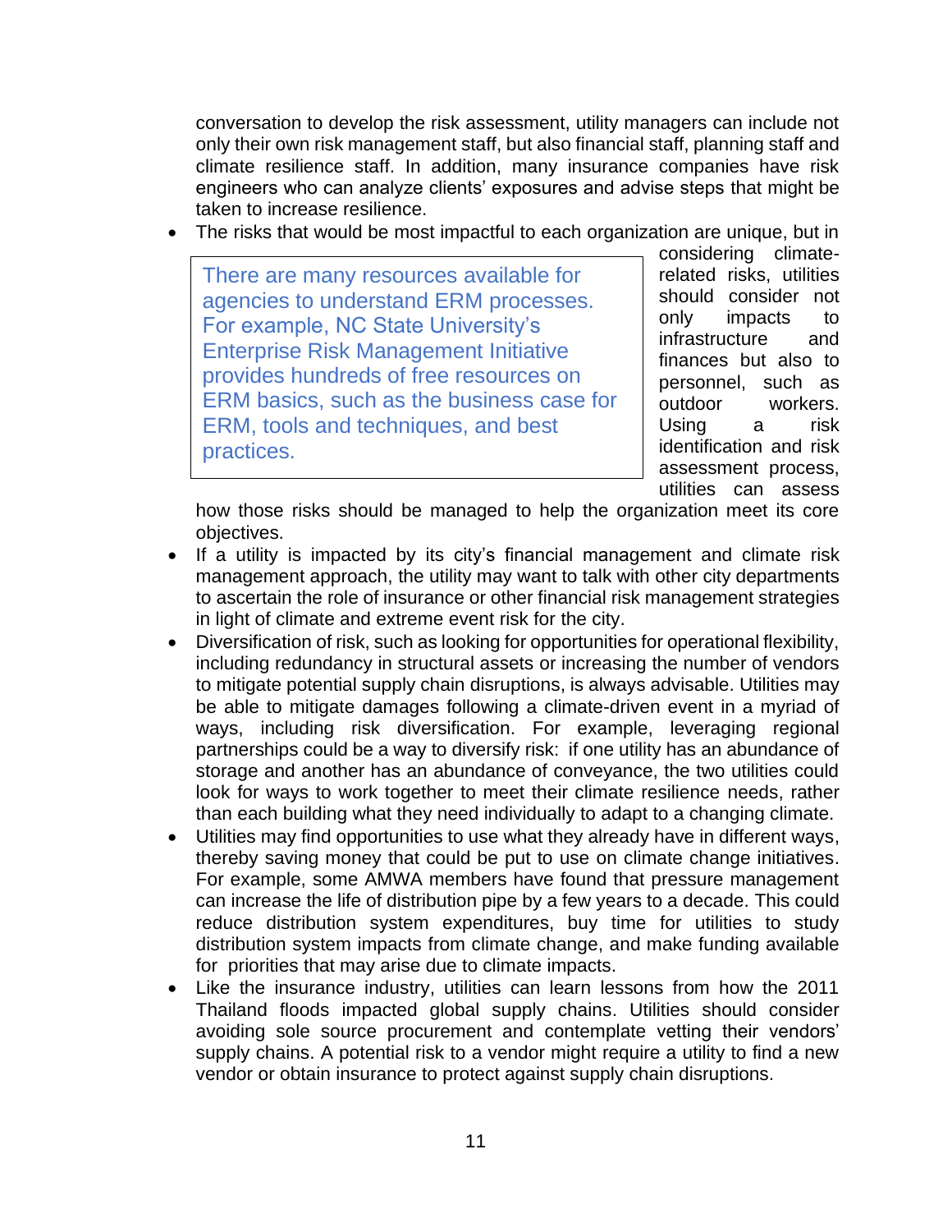conversation to develop the risk assessment, utility managers can include not only their own risk management staff, but also financial staff, planning staff and climate resilience staff. In addition, many insurance companies have risk engineers who can analyze clients' exposures and advise steps that might be taken to increase resilience.

- The risks that would be most impactful to each organization are unique, but in considering climate-related risks, utilities should consider not only impacts to infrastructure and finances but also to personnel, such as outdoor workers. Using a risk identification and risk assessment process, utilities can assess how those risks should be managed to help the organization meet its core objectives.

> There are many resources available for agencies to understand ERM processes. For example, NC State University's Enterprise Risk Management Initiative provides hundreds of free resources on ERM basics, such as the business case for ERM, tools and techniques, and best practices.

- If a utility is impacted by its city's financial management and climate risk management approach, the utility may want to talk with other city departments to ascertain the role of insurance or other financial risk management strategies in light of climate and extreme event risk for the city.
- Diversification of risk, such as looking for opportunities for operational flexibility, including redundancy in structural assets or increasing the number of vendors to mitigate potential supply chain disruptions, is always advisable. Utilities may be able to mitigate damages following a climate-driven event in a myriad of ways, including risk diversification. For example, leveraging regional partnerships could be a way to diversify risk: if one utility has an abundance of storage and another has an abundance of conveyance, the two utilities could look for ways to work together to meet their climate resilience needs, rather than each building what they need individually to adapt to a changing climate.
- Utilities may find opportunities to use what they already have in different ways, thereby saving money that could be put to use on climate change initiatives. For example, some AMWA members have found that pressure management can increase the life of distribution pipe by a few years to a decade. This could reduce distribution system expenditures, buy time for utilities to study distribution system impacts from climate change, and make funding available for priorities that may arise due to climate impacts.
- Like the insurance industry, utilities can learn lessons from how the 2011 Thailand floods impacted global supply chains. Utilities should consider avoiding sole source procurement and contemplate vetting their vendors' supply chains. A potential risk to a vendor might require a utility to find a new vendor or obtain insurance to protect against supply chain disruptions.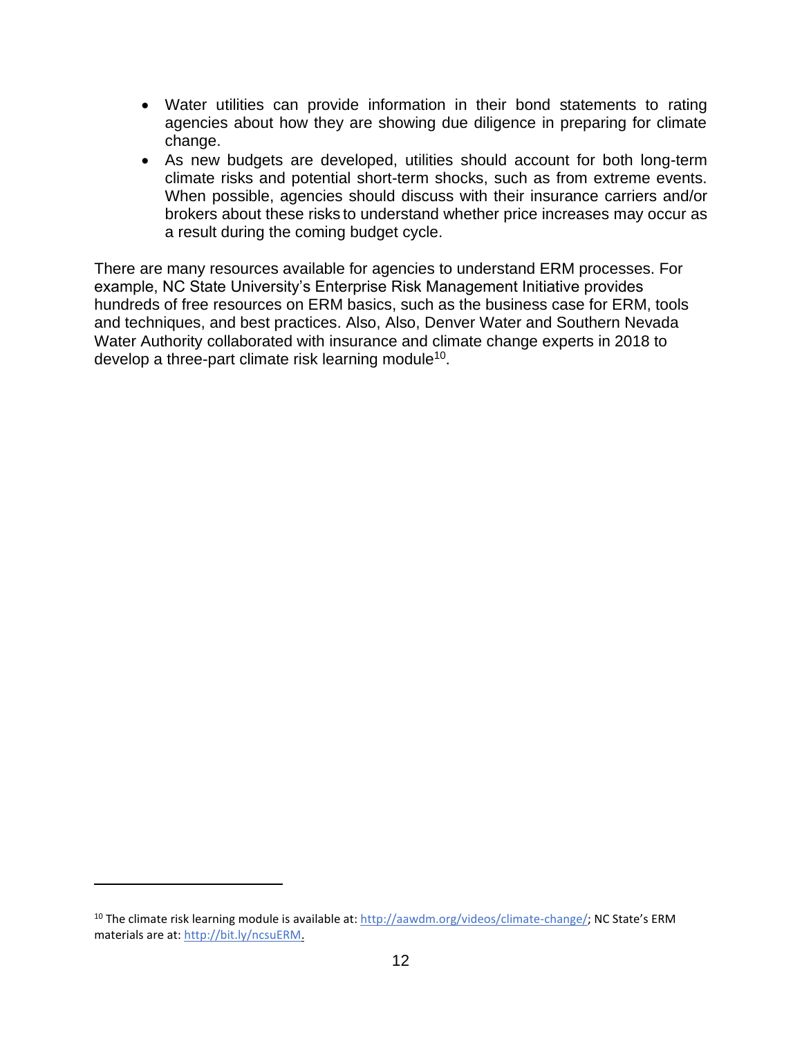- Water utilities can provide information in their bond statements to rating agencies about how they are showing due diligence in preparing for climate change.
- As new budgets are developed, utilities should account for both long-term climate risks and potential short-term shocks, such as from extreme events. When possible, agencies should discuss with their insurance carriers and/or brokers about these risks to understand whether price increases may occur as a result during the coming budget cycle.

There are many resources available for agencies to understand ERM processes. For example, NC State University's Enterprise Risk Management Initiative provides hundreds of free resources on ERM basics, such as the business case for ERM, tools and techniques, and best practices. Also, Also, Denver Water and Southern Nevada Water Authority collaborated with insurance and climate change experts in 2018 to develop a three-part climate risk learning module[10].

---

[10] The climate risk learning module is available at: http://aawdm.org/videos/climate-change/; NC State's ERM materials are at: http://bit.ly/ncsuERM.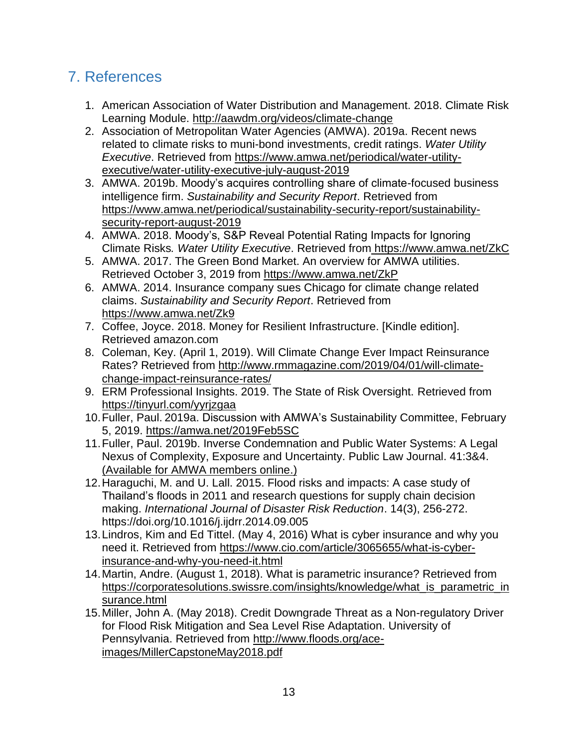## 7. References

1. American Association of Water Distribution and Management. 2018. Climate Risk Learning Module. http://aawdm.org/videos/climate-change
2. Association of Metropolitan Water Agencies (AMWA). 2019a. Recent news related to climate risks to muni-bond investments, credit ratings. *Water Utility Executive*. Retrieved from https://www.amwa.net/periodical/water-utility-executive/water-utility-executive-july-august-2019
3. AMWA. 2019b. Moody's acquires controlling share of climate-focused business intelligence firm. *Sustainability and Security Report*. Retrieved from https://www.amwa.net/periodical/sustainability-security-report/sustainability-security-report-august-2019
4. AMWA. 2018. Moody's, S&P Reveal Potential Rating Impacts for Ignoring Climate Risks*. Water Utility Executive*. Retrieved from https://www.amwa.net/ZkC
5. AMWA. 2017. The Green Bond Market. An overview for AMWA utilities. Retrieved October 3, 2019 from https://www.amwa.net/ZkP
6. AMWA. 2014. Insurance company sues Chicago for climate change related claims. *Sustainability and Security Report*. Retrieved from https://www.amwa.net/Zk9
7. Coffee, Joyce. 2018. Money for Resilient Infrastructure. [Kindle edition]. Retrieved amazon.com
8. Coleman, Key. (April 1, 2019). Will Climate Change Ever Impact Reinsurance Rates? Retrieved from http://www.rmmagazine.com/2019/04/01/will-climate-change-impact-reinsurance-rates/
9. ERM Professional Insights. 2019. The State of Risk Oversight. Retrieved from https://tinyurl.com/yyrjzgaa
10. Fuller, Paul. 2019a. Discussion with AMWA's Sustainability Committee, February 5, 2019. https://amwa.net/2019Feb5SC
11. Fuller, Paul. 2019b. Inverse Condemnation and Public Water Systems: A Legal Nexus of Complexity, Exposure and Uncertainty. Public Law Journal. 41:3&4. (Available for AMWA members online.)
12. Haraguchi, M. and U. Lall. 2015. Flood risks and impacts: A case study of Thailand's floods in 2011 and research questions for supply chain decision making. *International Journal of Disaster Risk Reduction*. 14(3), 256-272. https://doi.org/10.1016/j.ijdrr.2014.09.005
13. Lindros, Kim and Ed Tittel. (May 4, 2016) What is cyber insurance and why you need it. Retrieved from https://www.cio.com/article/3065655/what-is-cyber-insurance-and-why-you-need-it.html
14. Martin, Andre. (August 1, 2018). What is parametric insurance? Retrieved from https://corporatesolutions.swissre.com/insights/knowledge/what_is_parametric_insurance.html
15. Miller, John A. (May 2018). Credit Downgrade Threat as a Non-regulatory Driver for Flood Risk Mitigation and Sea Level Rise Adaptation. University of Pennsylvania. Retrieved from http://www.floods.org/ace-images/MillerCapstoneMay2018.pdf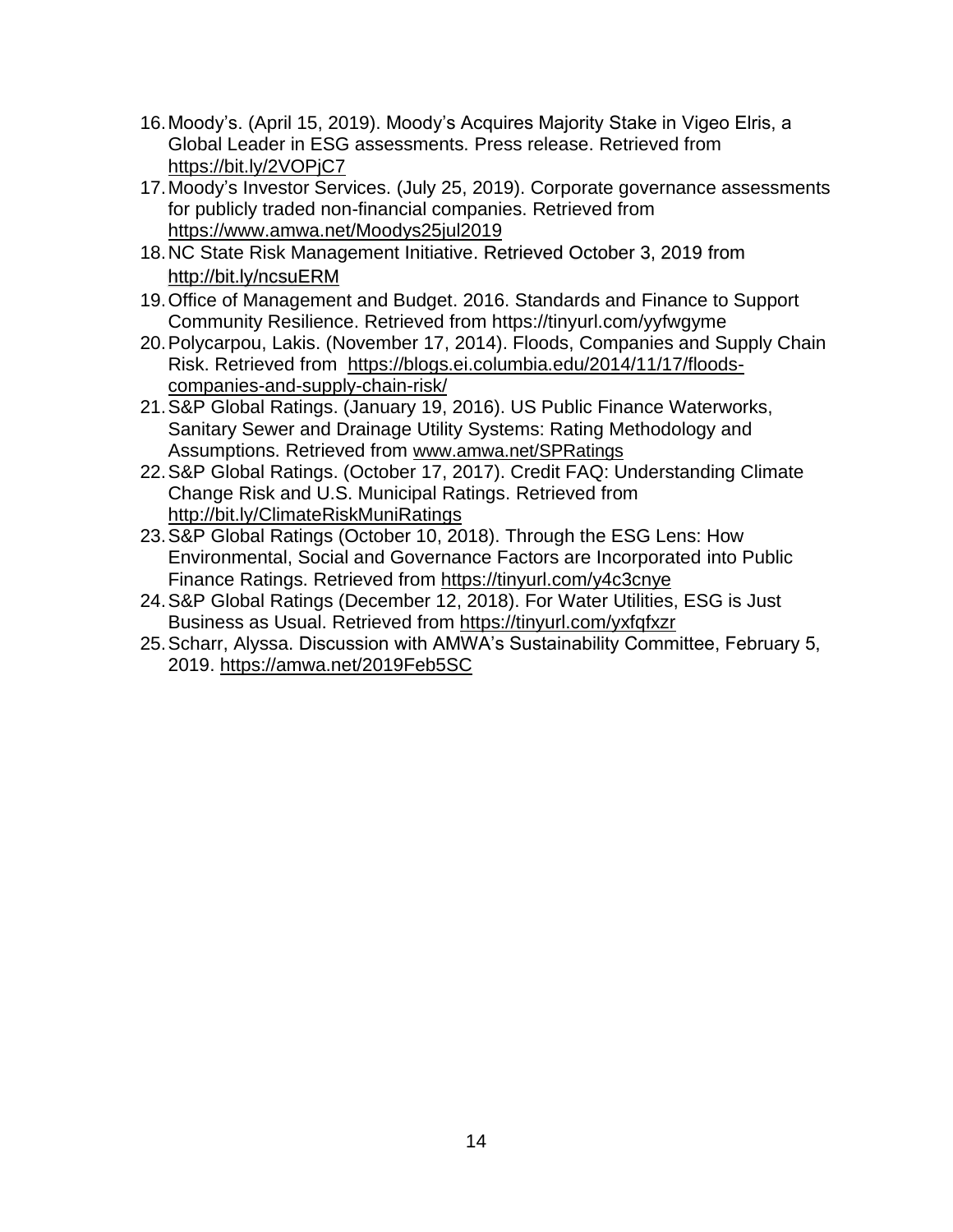16. Moody's. (April 15, 2019). Moody's Acquires Majority Stake in Vigeo Elris, a Global Leader in ESG assessments. Press release. Retrieved from https://bit.ly/2VOPjC7
17. Moody's Investor Services. (July 25, 2019). Corporate governance assessments for publicly traded non-financial companies. Retrieved from https://www.amwa.net/Moodys25jul2019
18. NC State Risk Management Initiative. Retrieved October 3, 2019 from http://bit.ly/ncsuERM
19. Office of Management and Budget. 2016. Standards and Finance to Support Community Resilience. Retrieved from https://tinyurl.com/yyfwgyme
20. Polycarpou, Lakis. (November 17, 2014). Floods, Companies and Supply Chain Risk. Retrieved from https://blogs.ei.columbia.edu/2014/11/17/floods-companies-and-supply-chain-risk/
21. S&P Global Ratings. (January 19, 2016). US Public Finance Waterworks, Sanitary Sewer and Drainage Utility Systems: Rating Methodology and Assumptions. Retrieved from www.amwa.net/SPRatings
22. S&P Global Ratings. (October 17, 2017). Credit FAQ: Understanding Climate Change Risk and U.S. Municipal Ratings. Retrieved from http://bit.ly/ClimateRiskMuniRatings
23. S&P Global Ratings (October 10, 2018). Through the ESG Lens: How Environmental, Social and Governance Factors are Incorporated into Public Finance Ratings. Retrieved from https://tinyurl.com/y4c3cnye
24. S&P Global Ratings (December 12, 2018). For Water Utilities, ESG is Just Business as Usual. Retrieved from https://tinyurl.com/yxfqfxzr
25. Scharr, Alyssa. Discussion with AMWA's Sustainability Committee, February 5, 2019. https://amwa.net/2019Feb5SC